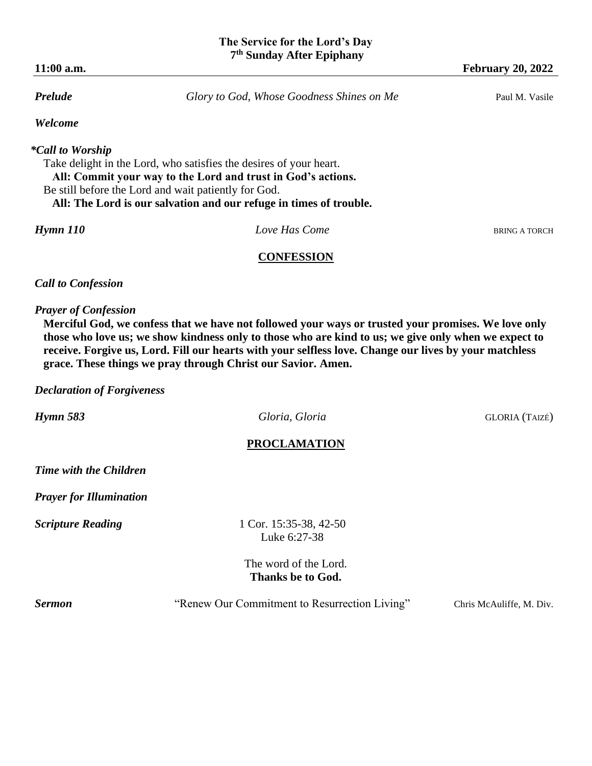# The Service for the Lord's Day
## 7th Sunday After Epiphany

**11:00 a.m.** **February 20, 2022**

***Prelude*** *Glory to God, Whose Goodness Shines on Me* Paul M. Vasile

***Welcome***

***\*Call to Worship***

Take delight in the Lord, who satisfies the desires of your heart.
**All: Commit your way to the Lord and trust in God's actions.**
Be still before the Lord and wait patiently for God.
**All: The Lord is our salvation and our refuge in times of trouble.**

***Hymn 110*** *Love Has Come* BRING A TORCH

## CONFESSION

***Call to Confession***

***Prayer of Confession***

**Merciful God, we confess that we have not followed your ways or trusted your promises. We love only those who love us; we show kindness only to those who are kind to us; we give only when we expect to receive. Forgive us, Lord. Fill our hearts with your selfless love. Change our lives by your matchless grace. These things we pray through Christ our Savior. Amen.**

***Declaration of Forgiveness***

***Hymn 583*** *Gloria, Gloria* GLORIA (TAIZÉ)

## PROCLAMATION

***Time with the Children***

***Prayer for Illumination***

***Scripture Reading*** 1 Cor. 15:35-38, 42-50
Luke 6:27-38

The word of the Lord.
**Thanks be to God.**

***Sermon*** "Renew Our Commitment to Resurrection Living" Chris McAuliffe, M. Div.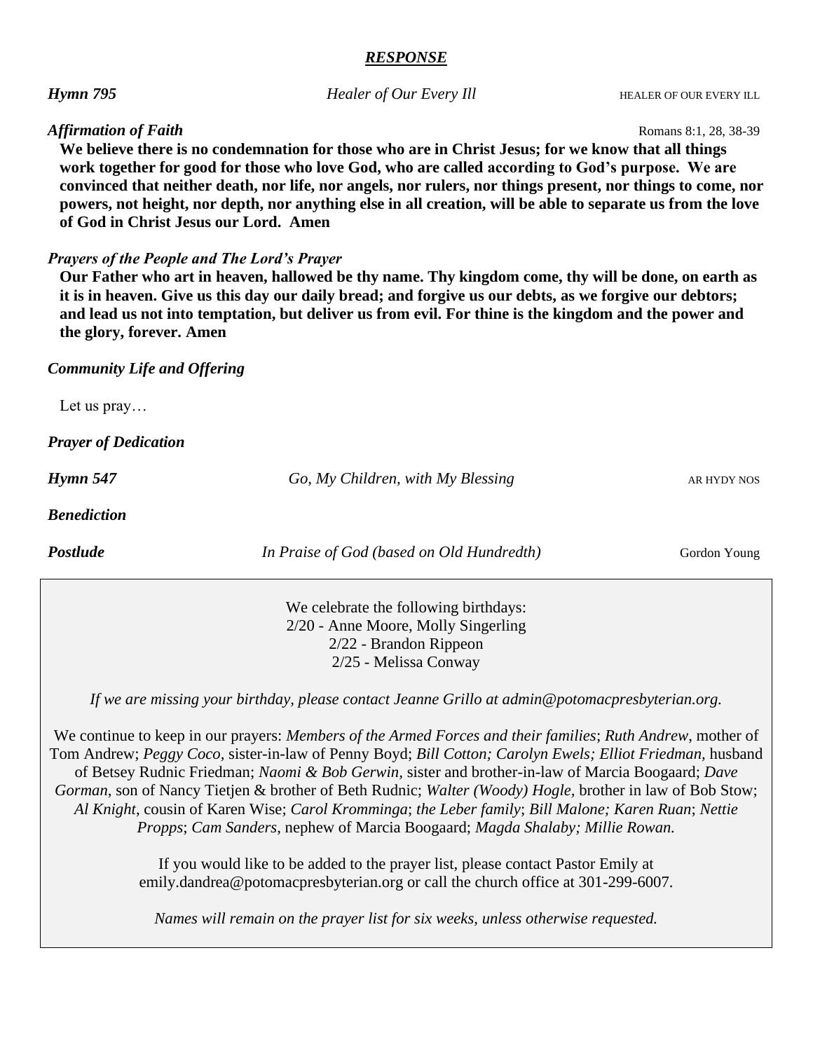## ***RESPONSE***

***Hymn 795*** *Healer of Our Every Ill* HEALER OF OUR EVERY ILL

***Affirmation of Faith*** Romans 8:1, 28, 38-39

**We believe there is no condemnation for those who are in Christ Jesus; for we know that all things work together for good for those who love God, who are called according to God's purpose. We are convinced that neither death, nor life, nor angels, nor rulers, nor things present, nor things to come, nor powers, not height, nor depth, nor anything else in all creation, will be able to separate us from the love of God in Christ Jesus our Lord. Amen**

***Prayers of the People and The Lord's Prayer***

**Our Father who art in heaven, hallowed be thy name. Thy kingdom come, thy will be done, on earth as it is in heaven. Give us this day our daily bread; and forgive us our debts, as we forgive our debtors; and lead us not into temptation, but deliver us from evil. For thine is the kingdom and the power and the glory, forever. Amen**

***Community Life and Offering***

Let us pray…

***Prayer of Dedication***

***Hymn 547*** *Go, My Children, with My Blessing* AR HYDY NOS

***Benediction***

***Postlude*** *In Praise of God (based on Old Hundredth)* Gordon Young

---

We celebrate the following birthdays:
2/20 - Anne Moore, Molly Singerling
2/22 - Brandon Rippeon
2/25 - Melissa Conway

*If we are missing your birthday, please contact Jeanne Grillo at admin@potomacpresbyterian.org.*

We continue to keep in our prayers: *Members of the Armed Forces and their families*; *Ruth Andrew*, mother of Tom Andrew; *Peggy Coco,* sister-in-law of Penny Boyd; *Bill Cotton; Carolyn Ewels; Elliot Friedman,* husband of Betsey Rudnic Friedman; *Naomi & Bob Gerwin,* sister and brother-in-law of Marcia Boogaard; *Dave Gorman*, son of Nancy Tietjen & brother of Beth Rudnic; *Walter (Woody) Hogle,* brother in law of Bob Stow; *Al Knight*, cousin of Karen Wise; *Carol Kromminga*; *the Leber family*; *Bill Malone; Karen Ruan*; *Nettie Propps*; *Cam Sanders*, nephew of Marcia Boogaard; *Magda Shalaby; Millie Rowan.*

If you would like to be added to the prayer list, please contact Pastor Emily at emily.dandrea@potomacpresbyterian.org or call the church office at 301-299-6007.

*Names will remain on the prayer list for six weeks, unless otherwise requested.*